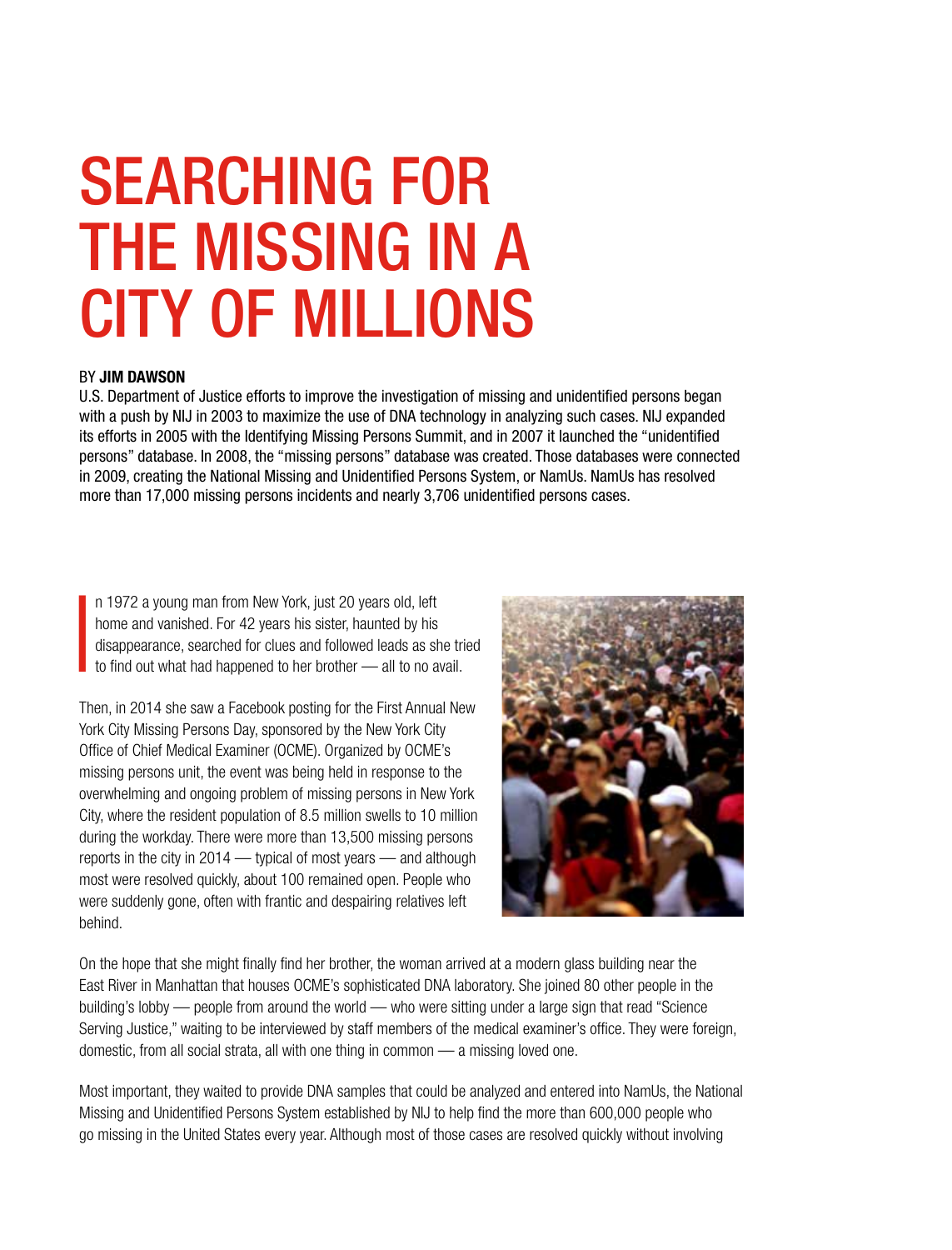# SEARCHING FOR THE MISSING IN A CITY OF MILLIONS

BY **JIM DAWSON**

U.S. Department of Justice efforts to improve the investigation of missing and unidentified persons began with a push by NIJ in 2003 to maximize the use of DNA technology in analyzing such cases. NIJ expanded its efforts in 2005 with the Identifying Missing Persons Summit, and in 2007 it launched the "unidentified persons" database. In 2008, the "missing persons" database was created. Those databases were connected in 2009, creating the National Missing and Unidentified Persons System, or NamUs. NamUs has resolved more than 17,000 missing persons incidents and nearly 3,706 unidentified persons cases.

In 1972 a young man from New York, just 20 years old, left home and vanished. For 42 years his sister, haunted by his disappearance, searched for clues and followed leads as she tried to find out what had happened to her brother — all to no avail.

Then, in 2014 she saw a Facebook posting for the First Annual New York City Missing Persons Day, sponsored by the New York City Office of Chief Medical Examiner (OCME). Organized by OCME's missing persons unit, the event was being held in response to the overwhelming and ongoing problem of missing persons in New York City, where the resident population of 8.5 million swells to 10 million during the workday. There were more than 13,500 missing persons reports in the city in 2014 — typical of most years — and although most were resolved quickly, about 100 remained open. People who were suddenly gone, often with frantic and despairing relatives left behind.

On the hope that she might finally find her brother, the woman arrived at a modern glass building near the East River in Manhattan that houses OCME's sophisticated DNA laboratory. She joined 80 other people in the building's lobby — people from around the world — who were sitting under a large sign that read "Science Serving Justice," waiting to be interviewed by staff members of the medical examiner's office. They were foreign, domestic, from all social strata, all with one thing in common — a missing loved one.

Most important, they waited to provide DNA samples that could be analyzed and entered into NamUs, the National Missing and Unidentified Persons System established by NIJ to help find the more than 600,000 people who go missing in the United States every year. Although most of those cases are resolved quickly without involving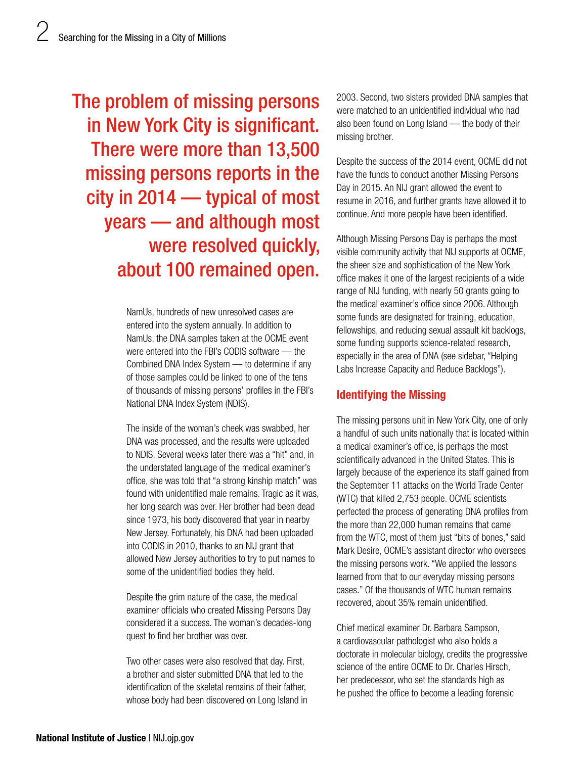> **The problem of missing persons in New York City is significant. There were more than 13,500 missing persons reports in the city in 2014 — typical of most years — and although most were resolved quickly, about 100 remained open.**

NamUs, hundreds of new unresolved cases are entered into the system annually. In addition to NamUs, the DNA samples taken at the OCME event were entered into the FBI's CODIS software — the Combined DNA Index System — to determine if any of those samples could be linked to one of the tens of thousands of missing persons' profiles in the FBI's National DNA Index System (NDIS).

The inside of the woman's cheek was swabbed, her DNA was processed, and the results were uploaded to NDIS. Several weeks later there was a "hit" and, in the understated language of the medical examiner's office, she was told that "a strong kinship match" was found with unidentified male remains. Tragic as it was, her long search was over. Her brother had been dead since 1973, his body discovered that year in nearby New Jersey. Fortunately, his DNA had been uploaded into CODIS in 2010, thanks to an NIJ grant that allowed New Jersey authorities to try to put names to some of the unidentified bodies they held.

Despite the grim nature of the case, the medical examiner officials who created Missing Persons Day considered it a success. The woman's decades-long quest to find her brother was over.

Two other cases were also resolved that day. First, a brother and sister submitted DNA that led to the identification of the skeletal remains of their father, whose body had been discovered on Long Island in 2003. Second, two sisters provided DNA samples that were matched to an unidentified individual who had also been found on Long Island — the body of their missing brother.

Despite the success of the 2014 event, OCME did not have the funds to conduct another Missing Persons Day in 2015. An NIJ grant allowed the event to resume in 2016, and further grants have allowed it to continue. And more people have been identified.

Although Missing Persons Day is perhaps the most visible community activity that NIJ supports at OCME, the sheer size and sophistication of the New York office makes it one of the largest recipients of a wide range of NIJ funding, with nearly 50 grants going to the medical examiner's office since 2006. Although some funds are designated for training, education, fellowships, and reducing sexual assault kit backlogs, some funding supports science-related research, especially in the area of DNA (see sidebar, "Helping Labs Increase Capacity and Reduce Backlogs").

## Identifying the Missing

The missing persons unit in New York City, one of only a handful of such units nationally that is located within a medical examiner's office, is perhaps the most scientifically advanced in the United States. This is largely because of the experience its staff gained from the September 11 attacks on the World Trade Center (WTC) that killed 2,753 people. OCME scientists perfected the process of generating DNA profiles from the more than 22,000 human remains that came from the WTC, most of them just "bits of bones," said Mark Desire, OCME's assistant director who oversees the missing persons work. "We applied the lessons learned from that to our everyday missing persons cases." Of the thousands of WTC human remains recovered, about 35% remain unidentified.

Chief medical examiner Dr. Barbara Sampson, a cardiovascular pathologist who also holds a doctorate in molecular biology, credits the progressive science of the entire OCME to Dr. Charles Hirsch, her predecessor, who set the standards high as he pushed the office to become a leading forensic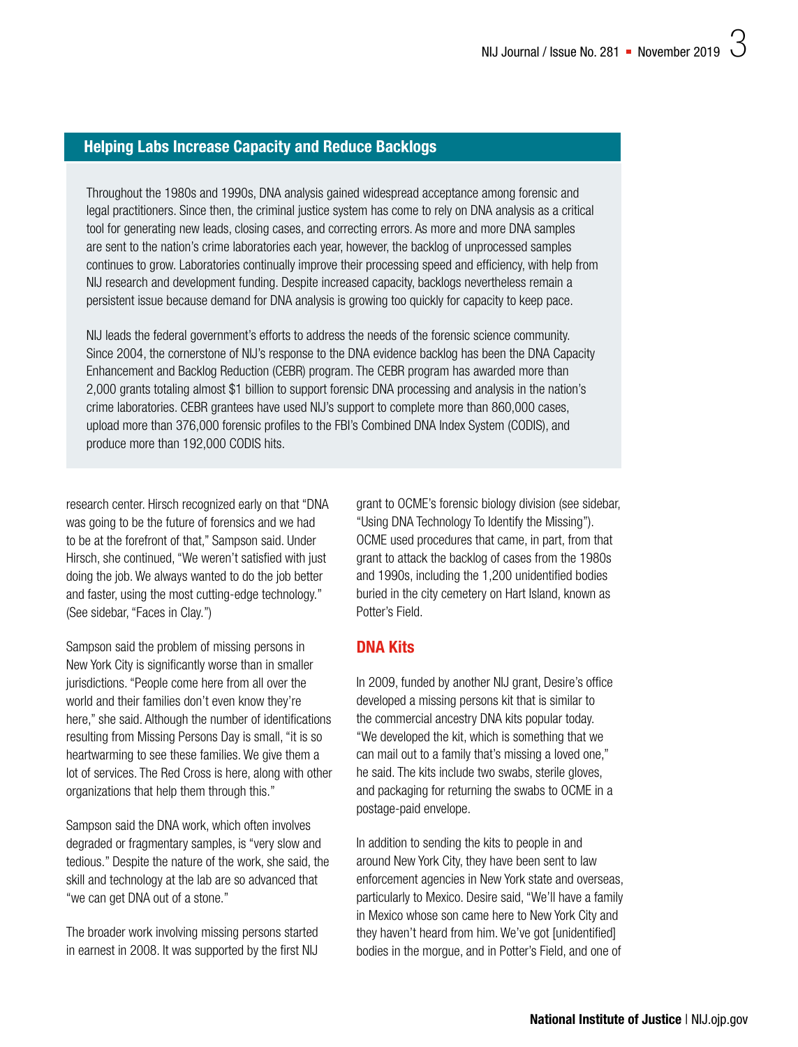## Helping Labs Increase Capacity and Reduce Backlogs

Throughout the 1980s and 1990s, DNA analysis gained widespread acceptance among forensic and legal practitioners. Since then, the criminal justice system has come to rely on DNA analysis as a critical tool for generating new leads, closing cases, and correcting errors. As more and more DNA samples are sent to the nation's crime laboratories each year, however, the backlog of unprocessed samples continues to grow. Laboratories continually improve their processing speed and efficiency, with help from NIJ research and development funding. Despite increased capacity, backlogs nevertheless remain a persistent issue because demand for DNA analysis is growing too quickly for capacity to keep pace.

NIJ leads the federal government's efforts to address the needs of the forensic science community. Since 2004, the cornerstone of NIJ's response to the DNA evidence backlog has been the DNA Capacity Enhancement and Backlog Reduction (CEBR) program. The CEBR program has awarded more than 2,000 grants totaling almost $1 billion to support forensic DNA processing and analysis in the nation's crime laboratories. CEBR grantees have used NIJ's support to complete more than 860,000 cases, upload more than 376,000 forensic profiles to the FBI's Combined DNA Index System (CODIS), and produce more than 192,000 CODIS hits.

research center. Hirsch recognized early on that "DNA was going to be the future of forensics and we had to be at the forefront of that," Sampson said. Under Hirsch, she continued, "We weren't satisfied with just doing the job. We always wanted to do the job better and faster, using the most cutting-edge technology." (See sidebar, "Faces in Clay.")

Sampson said the problem of missing persons in New York City is significantly worse than in smaller jurisdictions. "People come here from all over the world and their families don't even know they're here," she said. Although the number of identifications resulting from Missing Persons Day is small, "it is so heartwarming to see these families. We give them a lot of services. The Red Cross is here, along with other organizations that help them through this."

Sampson said the DNA work, which often involves degraded or fragmentary samples, is "very slow and tedious." Despite the nature of the work, she said, the skill and technology at the lab are so advanced that "we can get DNA out of a stone."

The broader work involving missing persons started in earnest in 2008. It was supported by the first NIJ grant to OCME's forensic biology division (see sidebar, "Using DNA Technology To Identify the Missing"). OCME used procedures that came, in part, from that grant to attack the backlog of cases from the 1980s and 1990s, including the 1,200 unidentified bodies buried in the city cemetery on Hart Island, known as Potter's Field.

### DNA Kits

In 2009, funded by another NIJ grant, Desire's office developed a missing persons kit that is similar to the commercial ancestry DNA kits popular today. "We developed the kit, which is something that we can mail out to a family that's missing a loved one," he said. The kits include two swabs, sterile gloves, and packaging for returning the swabs to OCME in a postage-paid envelope.

In addition to sending the kits to people in and around New York City, they have been sent to law enforcement agencies in New York state and overseas, particularly to Mexico. Desire said, "We'll have a family in Mexico whose son came here to New York City and they haven't heard from him. We've got [unidentified] bodies in the morgue, and in Potter's Field, and one of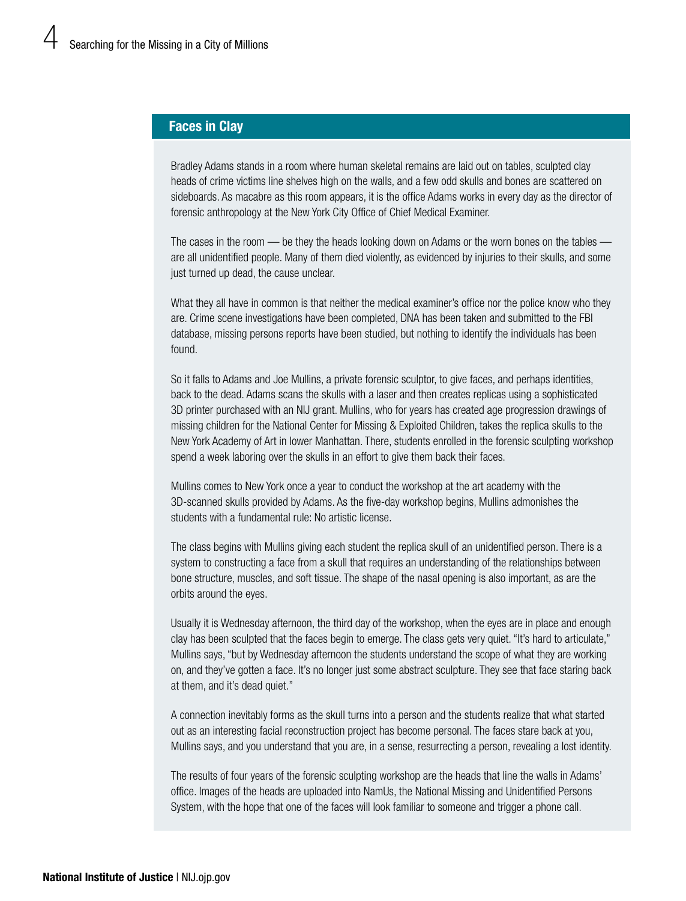## Faces in Clay

Bradley Adams stands in a room where human skeletal remains are laid out on tables, sculpted clay heads of crime victims line shelves high on the walls, and a few odd skulls and bones are scattered on sideboards. As macabre as this room appears, it is the office Adams works in every day as the director of forensic anthropology at the New York City Office of Chief Medical Examiner.

The cases in the room — be they the heads looking down on Adams or the worn bones on the tables — are all unidentified people. Many of them died violently, as evidenced by injuries to their skulls, and some just turned up dead, the cause unclear.

What they all have in common is that neither the medical examiner's office nor the police know who they are. Crime scene investigations have been completed, DNA has been taken and submitted to the FBI database, missing persons reports have been studied, but nothing to identify the individuals has been found.

So it falls to Adams and Joe Mullins, a private forensic sculptor, to give faces, and perhaps identities, back to the dead. Adams scans the skulls with a laser and then creates replicas using a sophisticated 3D printer purchased with an NIJ grant. Mullins, who for years has created age progression drawings of missing children for the National Center for Missing & Exploited Children, takes the replica skulls to the New York Academy of Art in lower Manhattan. There, students enrolled in the forensic sculpting workshop spend a week laboring over the skulls in an effort to give them back their faces.

Mullins comes to New York once a year to conduct the workshop at the art academy with the 3D-scanned skulls provided by Adams. As the five-day workshop begins, Mullins admonishes the students with a fundamental rule: No artistic license.

The class begins with Mullins giving each student the replica skull of an unidentified person. There is a system to constructing a face from a skull that requires an understanding of the relationships between bone structure, muscles, and soft tissue. The shape of the nasal opening is also important, as are the orbits around the eyes.

Usually it is Wednesday afternoon, the third day of the workshop, when the eyes are in place and enough clay has been sculpted that the faces begin to emerge. The class gets very quiet. "It's hard to articulate," Mullins says, "but by Wednesday afternoon the students understand the scope of what they are working on, and they've gotten a face. It's no longer just some abstract sculpture. They see that face staring back at them, and it's dead quiet."

A connection inevitably forms as the skull turns into a person and the students realize that what started out as an interesting facial reconstruction project has become personal. The faces stare back at you, Mullins says, and you understand that you are, in a sense, resurrecting a person, revealing a lost identity.

The results of four years of the forensic sculpting workshop are the heads that line the walls in Adams' office. Images of the heads are uploaded into NamUs, the National Missing and Unidentified Persons System, with the hope that one of the faces will look familiar to someone and trigger a phone call.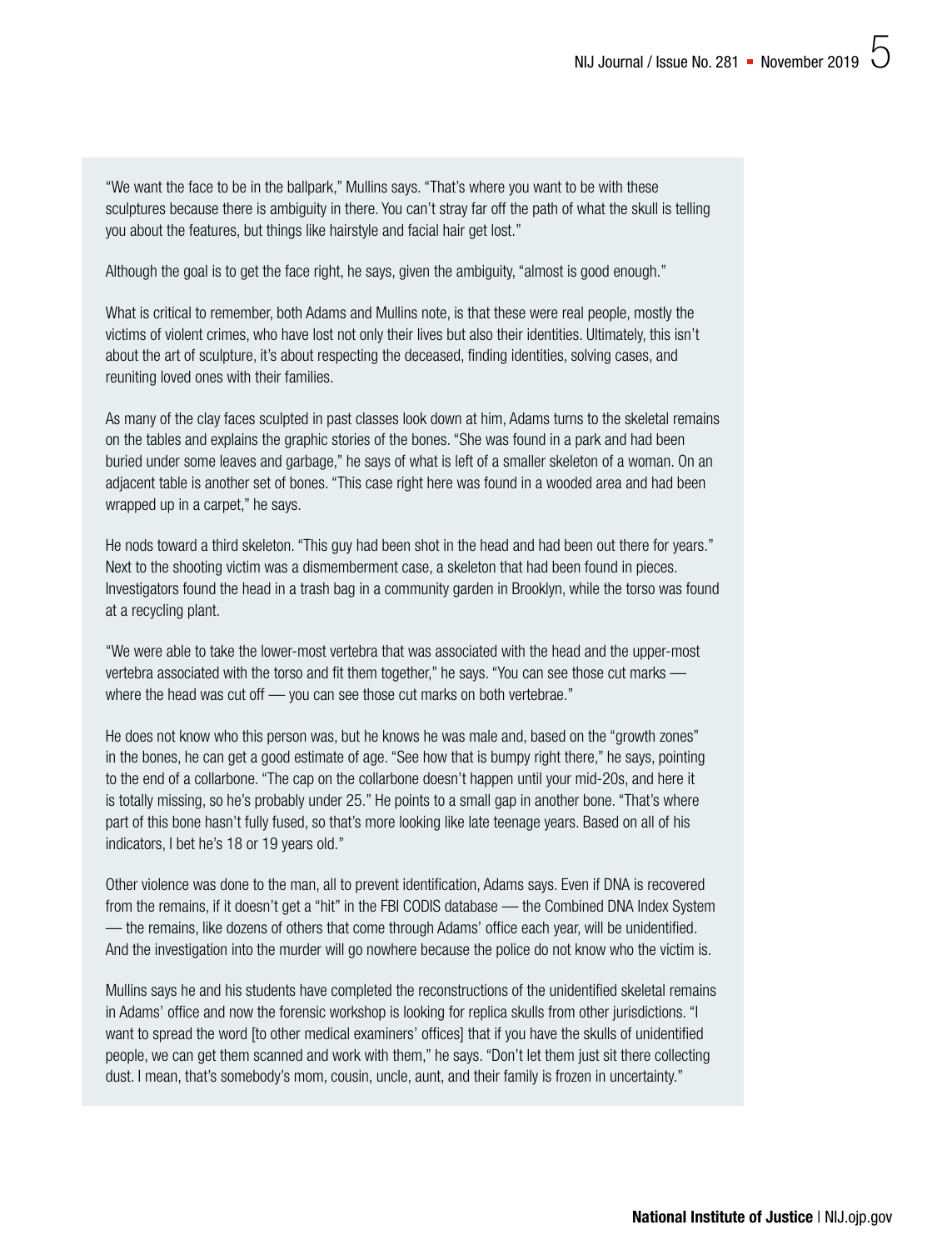"We want the face to be in the ballpark," Mullins says. "That's where you want to be with these sculptures because there is ambiguity in there. You can't stray far off the path of what the skull is telling you about the features, but things like hairstyle and facial hair get lost."

Although the goal is to get the face right, he says, given the ambiguity, "almost is good enough."

What is critical to remember, both Adams and Mullins note, is that these were real people, mostly the victims of violent crimes, who have lost not only their lives but also their identities. Ultimately, this isn't about the art of sculpture, it's about respecting the deceased, finding identities, solving cases, and reuniting loved ones with their families.

As many of the clay faces sculpted in past classes look down at him, Adams turns to the skeletal remains on the tables and explains the graphic stories of the bones. "She was found in a park and had been buried under some leaves and garbage," he says of what is left of a smaller skeleton of a woman. On an adjacent table is another set of bones. "This case right here was found in a wooded area and had been wrapped up in a carpet," he says.

He nods toward a third skeleton. "This guy had been shot in the head and had been out there for years." Next to the shooting victim was a dismemberment case, a skeleton that had been found in pieces. Investigators found the head in a trash bag in a community garden in Brooklyn, while the torso was found at a recycling plant.

"We were able to take the lower-most vertebra that was associated with the head and the upper-most vertebra associated with the torso and fit them together," he says. "You can see those cut marks — where the head was cut off — you can see those cut marks on both vertebrae."

He does not know who this person was, but he knows he was male and, based on the "growth zones" in the bones, he can get a good estimate of age. "See how that is bumpy right there," he says, pointing to the end of a collarbone. "The cap on the collarbone doesn't happen until your mid-20s, and here it is totally missing, so he's probably under 25." He points to a small gap in another bone. "That's where part of this bone hasn't fully fused, so that's more looking like late teenage years. Based on all of his indicators, I bet he's 18 or 19 years old."

Other violence was done to the man, all to prevent identification, Adams says. Even if DNA is recovered from the remains, if it doesn't get a "hit" in the FBI CODIS database — the Combined DNA Index System — the remains, like dozens of others that come through Adams' office each year, will be unidentified. And the investigation into the murder will go nowhere because the police do not know who the victim is.

Mullins says he and his students have completed the reconstructions of the unidentified skeletal remains in Adams' office and now the forensic workshop is looking for replica skulls from other jurisdictions. "I want to spread the word [to other medical examiners' offices] that if you have the skulls of unidentified people, we can get them scanned and work with them," he says. "Don't let them just sit there collecting dust. I mean, that's somebody's mom, cousin, uncle, aunt, and their family is frozen in uncertainty."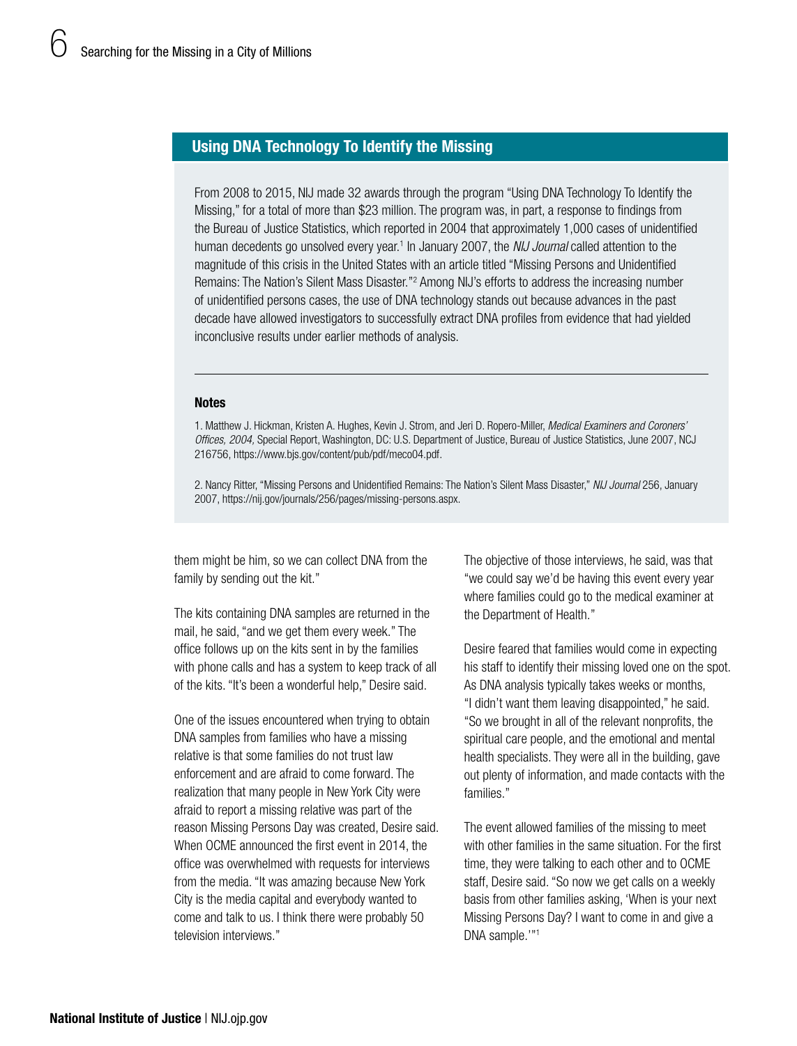## Using DNA Technology To Identify the Missing

From 2008 to 2015, NIJ made 32 awards through the program "Using DNA Technology To Identify the Missing," for a total of more than $23 million. The program was, in part, a response to findings from the Bureau of Justice Statistics, which reported in 2004 that approximately 1,000 cases of unidentified human decedents go unsolved every year.[1] In January 2007, the *NIJ Journal* called attention to the magnitude of this crisis in the United States with an article titled "Missing Persons and Unidentified Remains: The Nation's Silent Mass Disaster."[2] Among NIJ's efforts to address the increasing number of unidentified persons cases, the use of DNA technology stands out because advances in the past decade have allowed investigators to successfully extract DNA profiles from evidence that had yielded inconclusive results under earlier methods of analysis.

**Notes**

1. Matthew J. Hickman, Kristen A. Hughes, Kevin J. Strom, and Jeri D. Ropero-Miller, *Medical Examiners and Coroners' Offices, 2004,* Special Report, Washington, DC: U.S. Department of Justice, Bureau of Justice Statistics, June 2007, NCJ 216756, https://www.bjs.gov/content/pub/pdf/meco04.pdf.

2. Nancy Ritter, "Missing Persons and Unidentified Remains: The Nation's Silent Mass Disaster," *NIJ Journal* 256, January 2007, https://nij.gov/journals/256/pages/missing-persons.aspx.

---

them might be him, so we can collect DNA from the family by sending out the kit."

The kits containing DNA samples are returned in the mail, he said, "and we get them every week." The office follows up on the kits sent in by the families with phone calls and has a system to keep track of all of the kits. "It's been a wonderful help," Desire said.

One of the issues encountered when trying to obtain DNA samples from families who have a missing relative is that some families do not trust law enforcement and are afraid to come forward. The realization that many people in New York City were afraid to report a missing relative was part of the reason Missing Persons Day was created, Desire said. When OCME announced the first event in 2014, the office was overwhelmed with requests for interviews from the media. "It was amazing because New York City is the media capital and everybody wanted to come and talk to us. I think there were probably 50 television interviews."

The objective of those interviews, he said, was that "we could say we'd be having this event every year where families could go to the medical examiner at the Department of Health."

Desire feared that families would come in expecting his staff to identify their missing loved one on the spot. As DNA analysis typically takes weeks or months, "I didn't want them leaving disappointed," he said. "So we brought in all of the relevant nonprofits, the spiritual care people, and the emotional and mental health specialists. They were all in the building, gave out plenty of information, and made contacts with the families."

The event allowed families of the missing to meet with other families in the same situation. For the first time, they were talking to each other and to OCME staff, Desire said. "So now we get calls on a weekly basis from other families asking, 'When is your next Missing Persons Day? I want to come in and give a DNA sample.'"[1]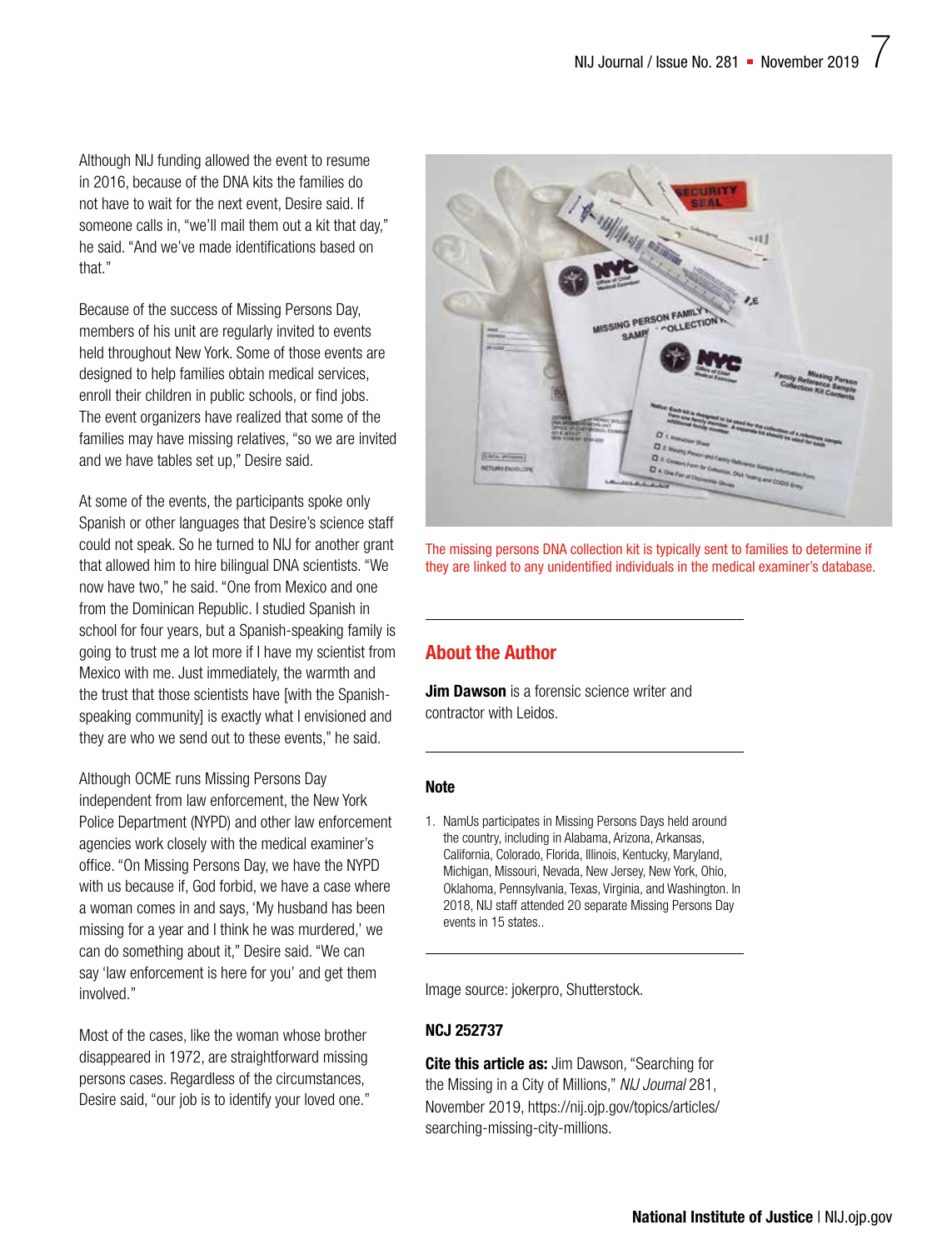Although NIJ funding allowed the event to resume in 2016, because of the DNA kits the families do not have to wait for the next event, Desire said. If someone calls in, "we'll mail them out a kit that day," he said. "And we've made identifications based on that."

Because of the success of Missing Persons Day, members of his unit are regularly invited to events held throughout New York. Some of those events are designed to help families obtain medical services, enroll their children in public schools, or find jobs. The event organizers have realized that some of the families may have missing relatives, "so we are invited and we have tables set up," Desire said.

At some of the events, the participants spoke only Spanish or other languages that Desire's science staff could not speak. So he turned to NIJ for another grant that allowed him to hire bilingual DNA scientists. "We now have two," he said. "One from Mexico and one from the Dominican Republic. I studied Spanish in school for four years, but a Spanish-speaking family is going to trust me a lot more if I have my scientist from Mexico with me. Just immediately, the warmth and the trust that those scientists have [with the Spanish-speaking community] is exactly what I envisioned and they are who we send out to these events," he said.

Although OCME runs Missing Persons Day independent from law enforcement, the New York Police Department (NYPD) and other law enforcement agencies work closely with the medical examiner's office. "On Missing Persons Day, we have the NYPD with us because if, God forbid, we have a case where a woman comes in and says, 'My husband has been missing for a year and I think he was murdered,' we can do something about it," Desire said. "We can say 'law enforcement is here for you' and get them involved."

Most of the cases, like the woman whose brother disappeared in 1972, are straightforward missing persons cases. Regardless of the circumstances, Desire said, "our job is to identify your loved one."

The missing persons DNA collection kit is typically sent to families to determine if they are linked to any unidentified individuals in the medical examiner's database.

## About the Author

**Jim Dawson** is a forensic science writer and contractor with Leidos.

### Note

1. NamUs participates in Missing Persons Days held around the country, including in Alabama, Arizona, Arkansas, California, Colorado, Florida, Illinois, Kentucky, Maryland, Michigan, Missouri, Nevada, New Jersey, New York, Ohio, Oklahoma, Pennsylvania, Texas, Virginia, and Washington. In 2018, NIJ staff attended 20 separate Missing Persons Day events in 15 states..

Image source: jokerpro, Shutterstock.

**NCJ 252737**

**Cite this article as:** Jim Dawson, "Searching for the Missing in a City of Millions," *NIJ Journal* 281, November 2019, https://nij.ojp.gov/topics/articles/searching-missing-city-millions.